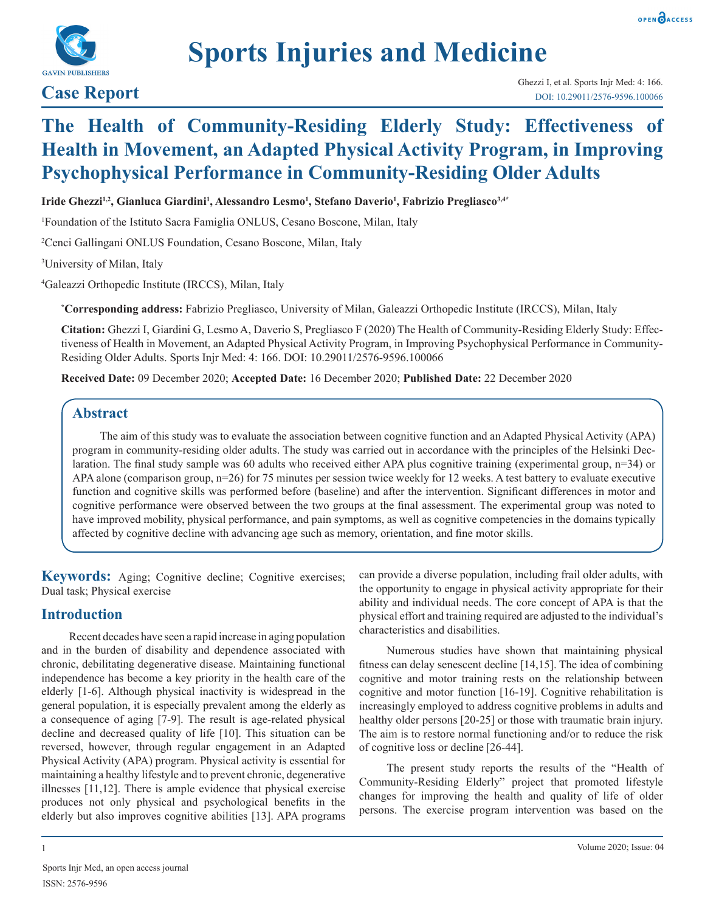Case Report

# The Health of Community-Residing Elderly Study: Effectiveness of Health in Movement, an Adapted Physical Activity Program, in Improving Psychophysical Performance in Community-Residing Older Adults

**Iride Ghezzi[1,2], Gianluca Giardini[1], Alessandro Lesmo[1], Stefano Daverio[1], Fabrizio Pregliasco[3,4*]**

[1]Foundation of the Istituto Sacra Famiglia ONLUS, Cesano Boscone, Milan, Italy

[2]Cenci Gallingani ONLUS Foundation, Cesano Boscone, Milan, Italy

[3]University of Milan, Italy

[4]Galeazzi Orthopedic Institute (IRCCS), Milan, Italy

**\*Corresponding address:** Fabrizio Pregliasco, University of Milan, Galeazzi Orthopedic Institute (IRCCS), Milan, Italy

**Citation:** Ghezzi I, Giardini G, Lesmo A, Daverio S, Pregliasco F (2020) The Health of Community-Residing Elderly Study: Effectiveness of Health in Movement, an Adapted Physical Activity Program, in Improving Psychophysical Performance in Community-Residing Older Adults. Sports Injr Med: 4: 166. DOI: 10.29011/2576-9596.100066

**Received Date:** 09 December 2020; **Accepted Date:** 16 December 2020; **Published Date:** 22 December 2020

## Abstract

The aim of this study was to evaluate the association between cognitive function and an Adapted Physical Activity (APA) program in community-residing older adults. The study was carried out in accordance with the principles of the Helsinki Declaration. The final study sample was 60 adults who received either APA plus cognitive training (experimental group, n=34) or APA alone (comparison group, n=26) for 75 minutes per session twice weekly for 12 weeks. A test battery to evaluate executive function and cognitive skills was performed before (baseline) and after the intervention. Significant differences in motor and cognitive performance were observed between the two groups at the final assessment. The experimental group was noted to have improved mobility, physical performance, and pain symptoms, as well as cognitive competencies in the domains typically affected by cognitive decline with advancing age such as memory, orientation, and fine motor skills.

**Keywords:** Aging; Cognitive decline; Cognitive exercises; Dual task; Physical exercise

## Introduction

Recent decades have seen a rapid increase in aging population and in the burden of disability and dependence associated with chronic, debilitating degenerative disease. Maintaining functional independence has become a key priority in the health care of the elderly [1-6]. Although physical inactivity is widespread in the general population, it is especially prevalent among the elderly as a consequence of aging [7-9]. The result is age-related physical decline and decreased quality of life [10]. This situation can be reversed, however, through regular engagement in an Adapted Physical Activity (APA) program. Physical activity is essential for maintaining a healthy lifestyle and to prevent chronic, degenerative illnesses [11,12]. There is ample evidence that physical exercise produces not only physical and psychological benefits in the elderly but also improves cognitive abilities [13]. APA programs can provide a diverse population, including frail older adults, with the opportunity to engage in physical activity appropriate for their ability and individual needs. The core concept of APA is that the physical effort and training required are adjusted to the individual's characteristics and disabilities.

Numerous studies have shown that maintaining physical fitness can delay senescent decline [14,15]. The idea of combining cognitive and motor training rests on the relationship between cognitive and motor function [16-19]. Cognitive rehabilitation is increasingly employed to address cognitive problems in adults and healthy older persons [20-25] or those with traumatic brain injury. The aim is to restore normal functioning and/or to reduce the risk of cognitive loss or decline [26-44].

The present study reports the results of the "Health of Community-Residing Elderly" project that promoted lifestyle changes for improving the health and quality of life of older persons. The exercise program intervention was based on the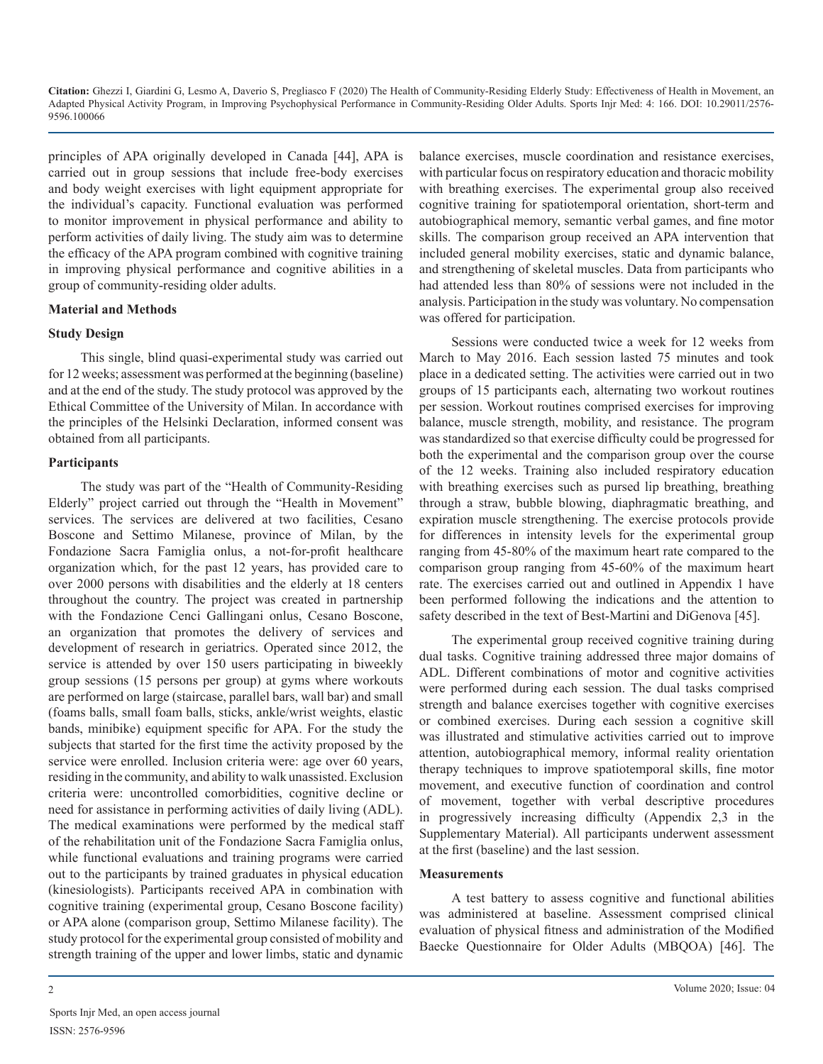principles of APA originally developed in Canada [44], APA is carried out in group sessions that include free-body exercises and body weight exercises with light equipment appropriate for the individual's capacity. Functional evaluation was performed to monitor improvement in physical performance and ability to perform activities of daily living. The study aim was to determine the efficacy of the APA program combined with cognitive training in improving physical performance and cognitive abilities in a group of community-residing older adults.

## Material and Methods

### Study Design

This single, blind quasi-experimental study was carried out for 12 weeks; assessment was performed at the beginning (baseline) and at the end of the study. The study protocol was approved by the Ethical Committee of the University of Milan. In accordance with the principles of the Helsinki Declaration, informed consent was obtained from all participants.

### Participants

The study was part of the "Health of Community-Residing Elderly" project carried out through the "Health in Movement" services. The services are delivered at two facilities, Cesano Boscone and Settimo Milanese, province of Milan, by the Fondazione Sacra Famiglia onlus, a not-for-profit healthcare organization which, for the past 12 years, has provided care to over 2000 persons with disabilities and the elderly at 18 centers throughout the country. The project was created in partnership with the Fondazione Cenci Gallingani onlus, Cesano Boscone, an organization that promotes the delivery of services and development of research in geriatrics. Operated since 2012, the service is attended by over 150 users participating in biweekly group sessions (15 persons per group) at gyms where workouts are performed on large (staircase, parallel bars, wall bar) and small (foams balls, small foam balls, sticks, ankle/wrist weights, elastic bands, minibike) equipment specific for APA. For the study the subjects that started for the first time the activity proposed by the service were enrolled. Inclusion criteria were: age over 60 years, residing in the community, and ability to walk unassisted. Exclusion criteria were: uncontrolled comorbidities, cognitive decline or need for assistance in performing activities of daily living (ADL). The medical examinations were performed by the medical staff of the rehabilitation unit of the Fondazione Sacra Famiglia onlus, while functional evaluations and training programs were carried out to the participants by trained graduates in physical education (kinesiologists). Participants received APA in combination with cognitive training (experimental group, Cesano Boscone facility) or APA alone (comparison group, Settimo Milanese facility). The study protocol for the experimental group consisted of mobility and strength training of the upper and lower limbs, static and dynamic balance exercises, muscle coordination and resistance exercises, with particular focus on respiratory education and thoracic mobility with breathing exercises. The experimental group also received cognitive training for spatiotemporal orientation, short-term and autobiographical memory, semantic verbal games, and fine motor skills. The comparison group received an APA intervention that included general mobility exercises, static and dynamic balance, and strengthening of skeletal muscles. Data from participants who had attended less than 80% of sessions were not included in the analysis. Participation in the study was voluntary. No compensation was offered for participation.

Sessions were conducted twice a week for 12 weeks from March to May 2016. Each session lasted 75 minutes and took place in a dedicated setting. The activities were carried out in two groups of 15 participants each, alternating two workout routines per session. Workout routines comprised exercises for improving balance, muscle strength, mobility, and resistance. The program was standardized so that exercise difficulty could be progressed for both the experimental and the comparison group over the course of the 12 weeks. Training also included respiratory education with breathing exercises such as pursed lip breathing, breathing through a straw, bubble blowing, diaphragmatic breathing, and expiration muscle strengthening. The exercise protocols provide for differences in intensity levels for the experimental group ranging from 45-80% of the maximum heart rate compared to the comparison group ranging from 45-60% of the maximum heart rate. The exercises carried out and outlined in Appendix 1 have been performed following the indications and the attention to safety described in the text of Best-Martini and DiGenova [45].

The experimental group received cognitive training during dual tasks. Cognitive training addressed three major domains of ADL. Different combinations of motor and cognitive activities were performed during each session. The dual tasks comprised strength and balance exercises together with cognitive exercises or combined exercises. During each session a cognitive skill was illustrated and stimulative activities carried out to improve attention, autobiographical memory, informal reality orientation therapy techniques to improve spatiotemporal skills, fine motor movement, and executive function of coordination and control of movement, together with verbal descriptive procedures in progressively increasing difficulty (Appendix 2,3 in the Supplementary Material). All participants underwent assessment at the first (baseline) and the last session.

### Measurements

A test battery to assess cognitive and functional abilities was administered at baseline. Assessment comprised clinical evaluation of physical fitness and administration of the Modified Baecke Questionnaire for Older Adults (MBQOA) [46]. The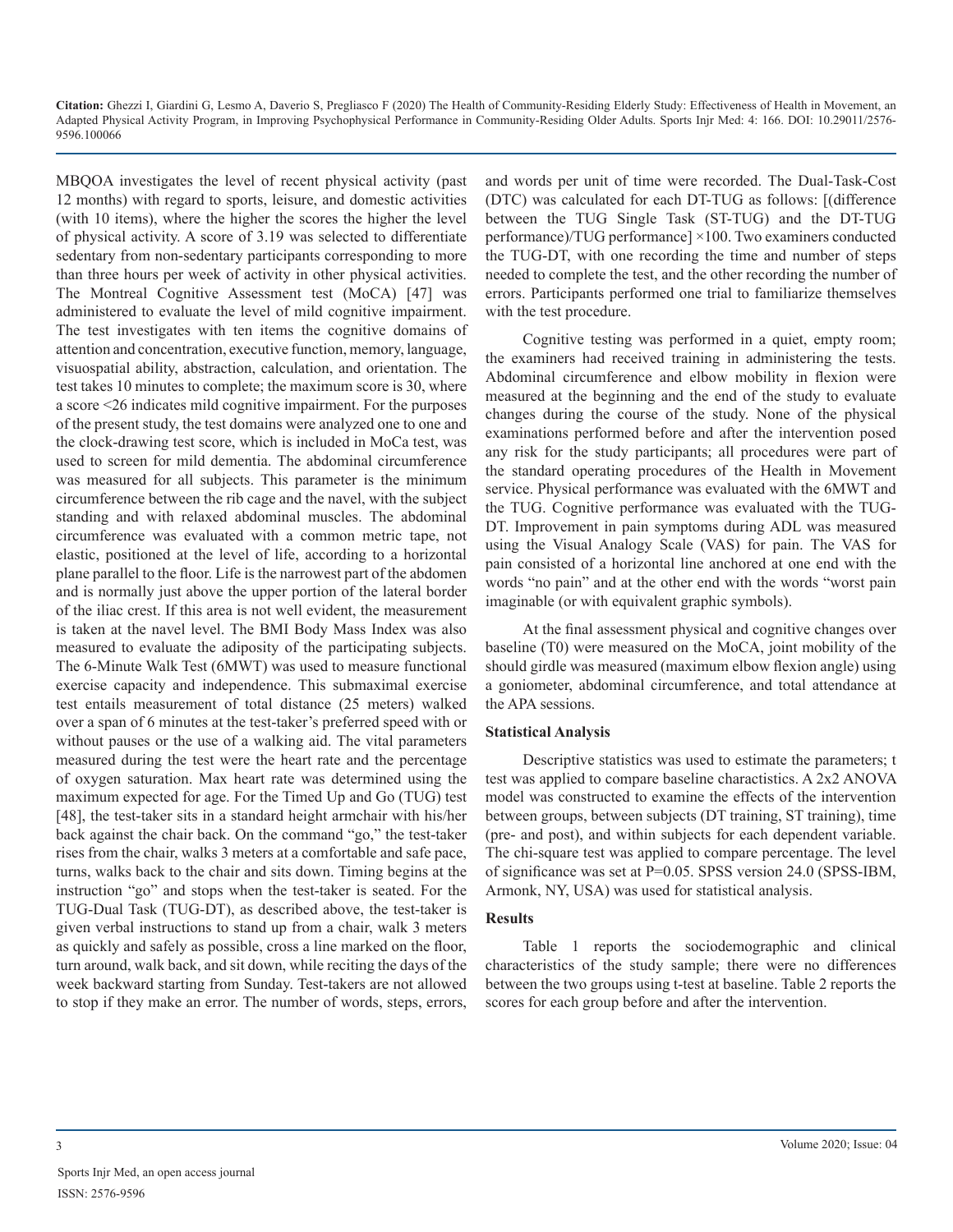MBQOA investigates the level of recent physical activity (past 12 months) with regard to sports, leisure, and domestic activities (with 10 items), where the higher the scores the higher the level of physical activity. A score of 3.19 was selected to differentiate sedentary from non-sedentary participants corresponding to more than three hours per week of activity in other physical activities. The Montreal Cognitive Assessment test (MoCA) [47] was administered to evaluate the level of mild cognitive impairment. The test investigates with ten items the cognitive domains of attention and concentration, executive function, memory, language, visuospatial ability, abstraction, calculation, and orientation. The test takes 10 minutes to complete; the maximum score is 30, where a score <26 indicates mild cognitive impairment. For the purposes of the present study, the test domains were analyzed one to one and the clock-drawing test score, which is included in MoCa test, was used to screen for mild dementia. The abdominal circumference was measured for all subjects. This parameter is the minimum circumference between the rib cage and the navel, with the subject standing and with relaxed abdominal muscles. The abdominal circumference was evaluated with a common metric tape, not elastic, positioned at the level of life, according to a horizontal plane parallel to the floor. Life is the narrowest part of the abdomen and is normally just above the upper portion of the lateral border of the iliac crest. If this area is not well evident, the measurement is taken at the navel level. The BMI Body Mass Index was also measured to evaluate the adiposity of the participating subjects. The 6-Minute Walk Test (6MWT) was used to measure functional exercise capacity and independence. This submaximal exercise test entails measurement of total distance (25 meters) walked over a span of 6 minutes at the test-taker's preferred speed with or without pauses or the use of a walking aid. The vital parameters measured during the test were the heart rate and the percentage of oxygen saturation. Max heart rate was determined using the maximum expected for age. For the Timed Up and Go (TUG) test [48], the test-taker sits in a standard height armchair with his/her back against the chair back. On the command "go," the test-taker rises from the chair, walks 3 meters at a comfortable and safe pace, turns, walks back to the chair and sits down. Timing begins at the instruction "go" and stops when the test-taker is seated. For the TUG-Dual Task (TUG-DT), as described above, the test-taker is given verbal instructions to stand up from a chair, walk 3 meters as quickly and safely as possible, cross a line marked on the floor, turn around, walk back, and sit down, while reciting the days of the week backward starting from Sunday. Test-takers are not allowed to stop if they make an error. The number of words, steps, errors, and words per unit of time were recorded. The Dual-Task-Cost (DTC) was calculated for each DT-TUG as follows: [(difference between the TUG Single Task (ST-TUG) and the DT-TUG performance)/TUG performance] ×100. Two examiners conducted the TUG-DT, with one recording the time and number of steps needed to complete the test, and the other recording the number of errors. Participants performed one trial to familiarize themselves with the test procedure.

Cognitive testing was performed in a quiet, empty room; the examiners had received training in administering the tests. Abdominal circumference and elbow mobility in flexion were measured at the beginning and the end of the study to evaluate changes during the course of the study. None of the physical examinations performed before and after the intervention posed any risk for the study participants; all procedures were part of the standard operating procedures of the Health in Movement service. Physical performance was evaluated with the 6MWT and the TUG. Cognitive performance was evaluated with the TUG-DT. Improvement in pain symptoms during ADL was measured using the Visual Analogy Scale (VAS) for pain. The VAS for pain consisted of a horizontal line anchored at one end with the words "no pain" and at the other end with the words "worst pain imaginable (or with equivalent graphic symbols).

At the final assessment physical and cognitive changes over baseline (T0) were measured on the MoCA, joint mobility of the should girdle was measured (maximum elbow flexion angle) using a goniometer, abdominal circumference, and total attendance at the APA sessions.

## Statistical Analysis

Descriptive statistics was used to estimate the parameters; t test was applied to compare baseline charactistics. A 2x2 ANOVA model was constructed to examine the effects of the intervention between groups, between subjects (DT training, ST training), time (pre- and post), and within subjects for each dependent variable. The chi-square test was applied to compare percentage. The level of significance was set at P=0.05. SPSS version 24.0 (SPSS-IBM, Armonk, NY, USA) was used for statistical analysis.

## Results

Table 1 reports the sociodemographic and clinical characteristics of the study sample; there were no differences between the two groups using t-test at baseline. Table 2 reports the scores for each group before and after the intervention.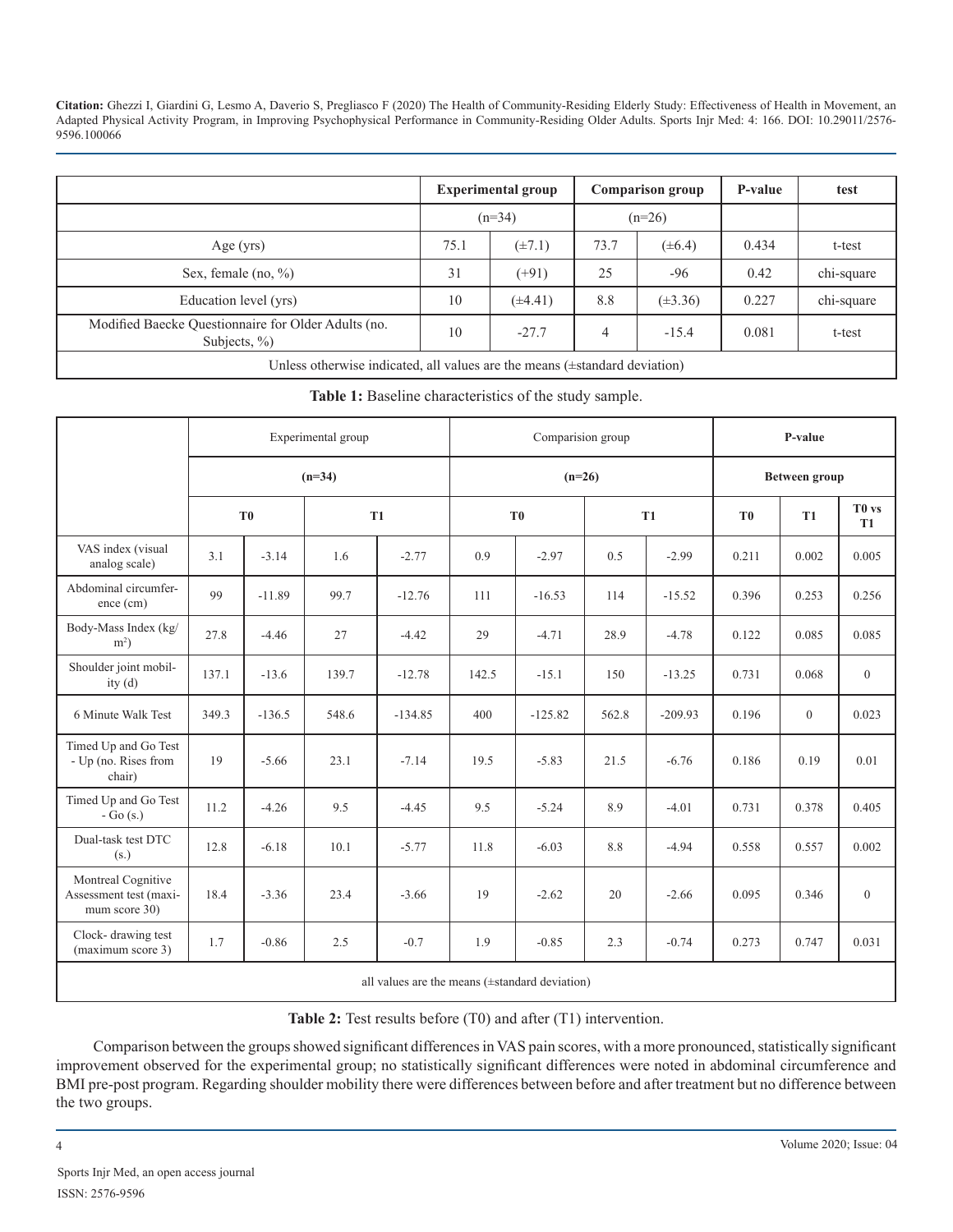| | Experimental group | | Comparison group | | P-value | test |
|---|---|---|---|---|---|---|
| | (n=34) | | (n=26) | | | |
| Age (yrs) | 75.1 | (±7.1) | 73.7 | (±6.4) | 0.434 | t-test |
| Sex, female (no, %) | 31 | (+91) | 25 | -96 | 0.42 | chi-square |
| Education level (yrs) | 10 | (±4.41) | 8.8 | (±3.36) | 0.227 | chi-square |
| Modified Baecke Questionnaire for Older Adults (no. Subjects, %) | 10 | -27.7 | 4 | -15.4 | 0.081 | t-test |
| Unless otherwise indicated, all values are the means (±standard deviation) | | | | | | |

**Table 1:** Baseline characteristics of the study sample.

| | Experimental group | | | | Comparision group | | | | P-value | | |
|---|---|---|---|---|---|---|---|---|---|---|---|
| | (n=34) | | | | (n=26) | | | | Between group | | |
| | T0 | | T1 | | T0 | | T1 | | T0 | T1 | T0 vs T1 |
| VAS index (visual analog scale) | 3.1 | -3.14 | 1.6 | -2.77 | 0.9 | -2.97 | 0.5 | -2.99 | 0.211 | 0.002 | 0.005 |
| Abdominal circumference (cm) | 99 | -11.89 | 99.7 | -12.76 | 111 | -16.53 | 114 | -15.52 | 0.396 | 0.253 | 0.256 |
| Body-Mass Index (kg/m²) | 27.8 | -4.46 | 27 | -4.42 | 29 | -4.71 | 28.9 | -4.78 | 0.122 | 0.085 | 0.085 |
| Shoulder joint mobility (d) | 137.1 | -13.6 | 139.7 | -12.78 | 142.5 | -15.1 | 150 | -13.25 | 0.731 | 0.068 | 0 |
| 6 Minute Walk Test | 349.3 | -136.5 | 548.6 | -134.85 | 400 | -125.82 | 562.8 | -209.93 | 0.196 | 0 | 0.023 |
| Timed Up and Go Test - Up (no. Rises from chair) | 19 | -5.66 | 23.1 | -7.14 | 19.5 | -5.83 | 21.5 | -6.76 | 0.186 | 0.19 | 0.01 |
| Timed Up and Go Test - Go (s.) | 11.2 | -4.26 | 9.5 | -4.45 | 9.5 | -5.24 | 8.9 | -4.01 | 0.731 | 0.378 | 0.405 |
| Dual-task test DTC (s.) | 12.8 | -6.18 | 10.1 | -5.77 | 11.8 | -6.03 | 8.8 | -4.94 | 0.558 | 0.557 | 0.002 |
| Montreal Cognitive Assessment test (maximum score 30) | 18.4 | -3.36 | 23.4 | -3.66 | 19 | -2.62 | 20 | -2.66 | 0.095 | 0.346 | 0 |
| Clock- drawing test (maximum score 3) | 1.7 | -0.86 | 2.5 | -0.7 | 1.9 | -0.85 | 2.3 | -0.74 | 0.273 | 0.747 | 0.031 |
| all values are the means (±standard deviation) | | | | | | | | | | | |

**Table 2:** Test results before (T0) and after (T1) intervention.

Comparison between the groups showed significant differences in VAS pain scores, with a more pronounced, statistically significant improvement observed for the experimental group; no statistically significant differences were noted in abdominal circumference and BMI pre-post program. Regarding shoulder mobility there were differences between before and after treatment but no difference between the two groups.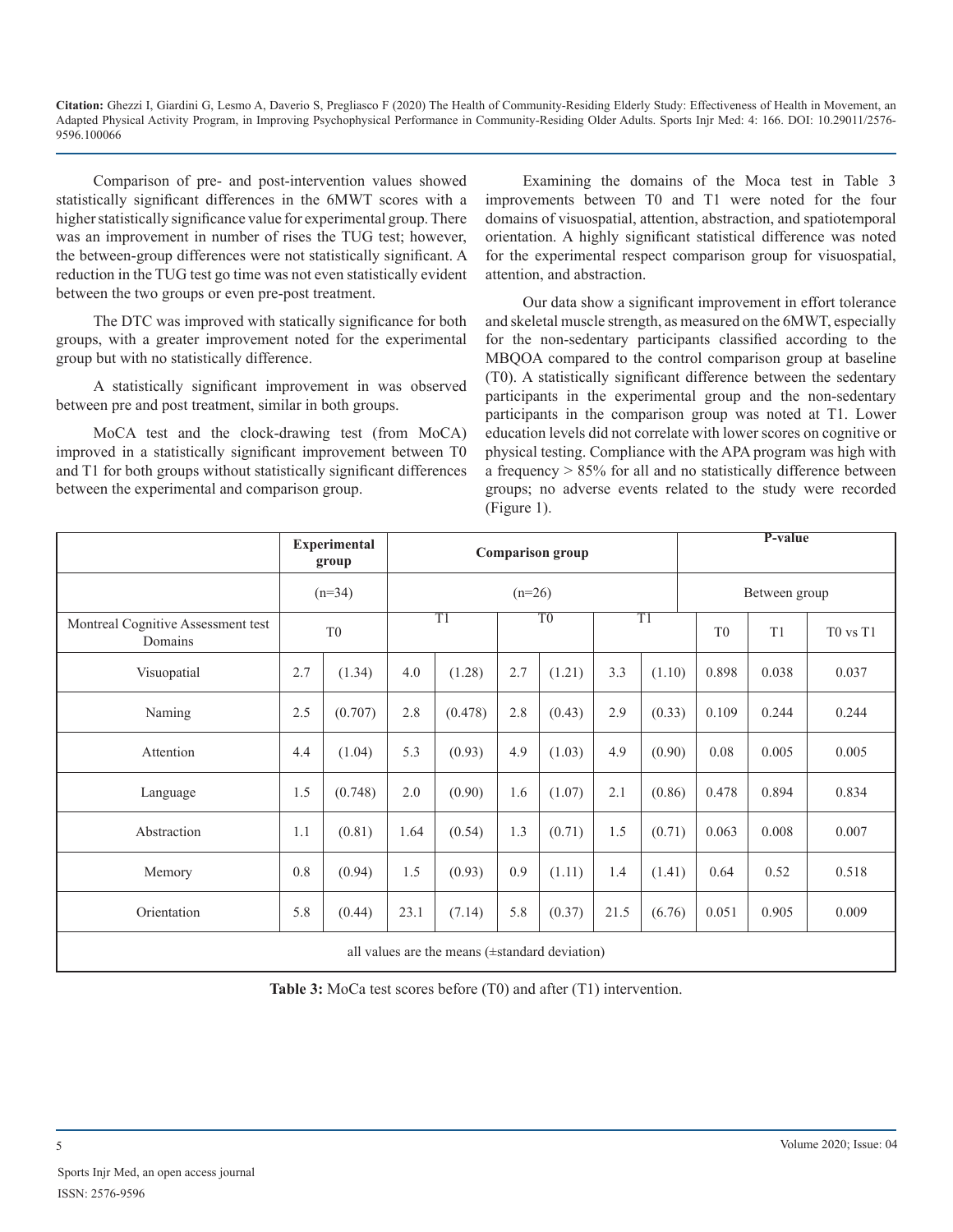Comparison of pre- and post-intervention values showed statistically significant differences in the 6MWT scores with a higher statistically significance value for experimental group. There was an improvement in number of rises the TUG test; however, the between-group differences were not statistically significant. A reduction in the TUG test go time was not even statistically evident between the two groups or even pre-post treatment.

The DTC was improved with statically significance for both groups, with a greater improvement noted for the experimental group but with no statistically difference.

A statistically significant improvement in was observed between pre and post treatment, similar in both groups.

MoCA test and the clock-drawing test (from MoCA) improved in a statistically significant improvement between T0 and T1 for both groups without statistically significant differences between the experimental and comparison group.

Examining the domains of the Moca test in Table 3 improvements between T0 and T1 were noted for the four domains of visuospatial, attention, abstraction, and spatiotemporal orientation. A highly significant statistical difference was noted for the experimental respect comparison group for visuospatial, attention, and abstraction.

Our data show a significant improvement in effort tolerance and skeletal muscle strength, as measured on the 6MWT, especially for the non-sedentary participants classified according to the MBQOA compared to the control comparison group at baseline (T0). A statistically significant difference between the sedentary participants in the experimental group and the non-sedentary participants in the comparison group was noted at T1. Lower education levels did not correlate with lower scores on cognitive or physical testing. Compliance with the APA program was high with a frequency > 85% for all and no statistically difference between groups; no adverse events related to the study were recorded (Figure 1).

| | Experimental group | | Comparison group | | | | | | P-value | | |
|---|---|---|---|---|---|---|---|---|---|---|---|
| | (n=34) | | (n=26) | | | | | | Between group | | |
| Montreal Cognitive Assessment test Domains | T0 | | T1 | | T0 | | T1 | | T0 | T1 | T0 vs T1 |
| Visuopatial | 2.7 | (1.34) | 4.0 | (1.28) | 2.7 | (1.21) | 3.3 | (1.10) | 0.898 | 0.038 | 0.037 |
| Naming | 2.5 | (0.707) | 2.8 | (0.478) | 2.8 | (0.43) | 2.9 | (0.33) | 0.109 | 0.244 | 0.244 |
| Attention | 4.4 | (1.04) | 5.3 | (0.93) | 4.9 | (1.03) | 4.9 | (0.90) | 0.08 | 0.005 | 0.005 |
| Language | 1.5 | (0.748) | 2.0 | (0.90) | 1.6 | (1.07) | 2.1 | (0.86) | 0.478 | 0.894 | 0.834 |
| Abstraction | 1.1 | (0.81) | 1.64 | (0.54) | 1.3 | (0.71) | 1.5 | (0.71) | 0.063 | 0.008 | 0.007 |
| Memory | 0.8 | (0.94) | 1.5 | (0.93) | 0.9 | (1.11) | 1.4 | (1.41) | 0.64 | 0.52 | 0.518 |
| Orientation | 5.8 | (0.44) | 23.1 | (7.14) | 5.8 | (0.37) | 21.5 | (6.76) | 0.051 | 0.905 | 0.009 |
| all values are the means (±standard deviation) | | | | | | | | | | | |

**Table 3:** MoCa test scores before (T0) and after (T1) intervention.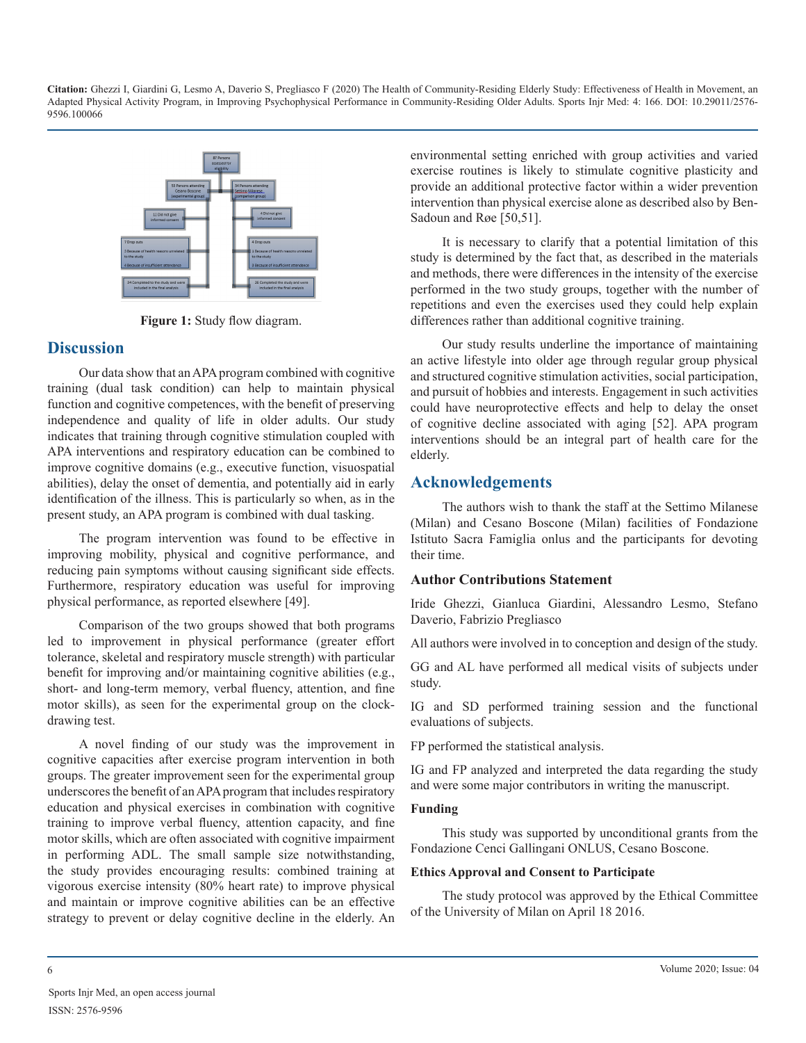Figure 1: Study flow diagram.

## Discussion

Our data show that an APA program combined with cognitive training (dual task condition) can help to maintain physical function and cognitive competences, with the benefit of preserving independence and quality of life in older adults. Our study indicates that training through cognitive stimulation coupled with APA interventions and respiratory education can be combined to improve cognitive domains (e.g., executive function, visuospatial abilities), delay the onset of dementia, and potentially aid in early identification of the illness. This is particularly so when, as in the present study, an APA program is combined with dual tasking.

The program intervention was found to be effective in improving mobility, physical and cognitive performance, and reducing pain symptoms without causing significant side effects. Furthermore, respiratory education was useful for improving physical performance, as reported elsewhere [49].

Comparison of the two groups showed that both programs led to improvement in physical performance (greater effort tolerance, skeletal and respiratory muscle strength) with particular benefit for improving and/or maintaining cognitive abilities (e.g., short- and long-term memory, verbal fluency, attention, and fine motor skills), as seen for the experimental group on the clock-drawing test.

A novel finding of our study was the improvement in cognitive capacities after exercise program intervention in both groups. The greater improvement seen for the experimental group underscores the benefit of an APA program that includes respiratory education and physical exercises in combination with cognitive training to improve verbal fluency, attention capacity, and fine motor skills, which are often associated with cognitive impairment in performing ADL. The small sample size notwithstanding, the study provides encouraging results: combined training at vigorous exercise intensity (80% heart rate) to improve physical and maintain or improve cognitive abilities can be an effective strategy to prevent or delay cognitive decline in the elderly. An environmental setting enriched with group activities and varied exercise routines is likely to stimulate cognitive plasticity and provide an additional protective factor within a wider prevention intervention than physical exercise alone as described also by Ben-Sadoun and Røe [50,51].

It is necessary to clarify that a potential limitation of this study is determined by the fact that, as described in the materials and methods, there were differences in the intensity of the exercise performed in the two study groups, together with the number of repetitions and even the exercises used they could help explain differences rather than additional cognitive training.

Our study results underline the importance of maintaining an active lifestyle into older age through regular group physical and structured cognitive stimulation activities, social participation, and pursuit of hobbies and interests. Engagement in such activities could have neuroprotective effects and help to delay the onset of cognitive decline associated with aging [52]. APA program interventions should be an integral part of health care for the elderly.

## Acknowledgements

The authors wish to thank the staff at the Settimo Milanese (Milan) and Cesano Boscone (Milan) facilities of Fondazione Istituto Sacra Famiglia onlus and the participants for devoting their time.

### Author Contributions Statement

Iride Ghezzi, Gianluca Giardini, Alessandro Lesmo, Stefano Daverio, Fabrizio Pregliasco

All authors were involved in to conception and design of the study.

GG and AL have performed all medical visits of subjects under study.

IG and SD performed training session and the functional evaluations of subjects.

FP performed the statistical analysis.

IG and FP analyzed and interpreted the data regarding the study and were some major contributors in writing the manuscript.

### Funding

This study was supported by unconditional grants from the Fondazione Cenci Gallingani ONLUS, Cesano Boscone.

### Ethics Approval and Consent to Participate

The study protocol was approved by the Ethical Committee of the University of Milan on April 18 2016.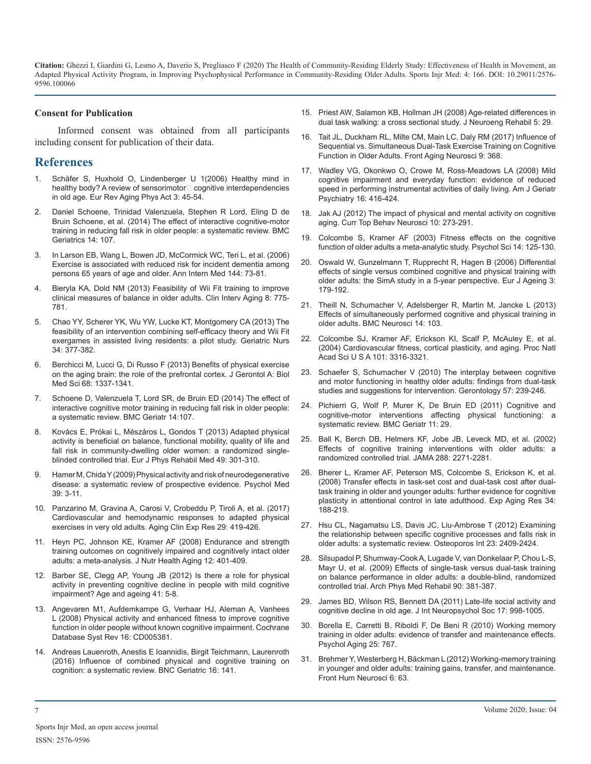### Consent for Publication

Informed consent was obtained from all participants including consent for publication of their data.

## References

1. Schäfer S, Huxhold O, Lindenberger U 1(2006) Healthy mind in healthy body? A review of sensorimotor cognitive interdependencies in old age. Eur Rev Aging Phys Act 3: 45-54.
2. Daniel Schoene, Trinidad Valenzuela, Stephen R Lord, Eling D de Bruin Schoene, et al. (2014) The effect of interactive cognitive-motor training in reducing fall risk in older people: a systematic review. BMC Geriatrics 14: 107.
3. In Larson EB, Wang L, Bowen JD, McCormick WC, Teri L, et al. (2006) Exercise is associated with reduced risk for incident dementia among persons 65 years of age and older. Ann Intern Med 144: 73-81.
4. Bieryla KA, Dold NM (2013) Feasibility of Wii Fit training to improve clinical measures of balance in older adults. Clin Interv Aging 8: 775-781.
5. Chao YY, Scherer YK, Wu YW, Lucke KT, Montgomery CA (2013) The feasibility of an intervention combining self-efficacy theory and Wii Fit exergames in assisted living residents: a pilot study. Geriatric Nurs 34: 377-382.
6. Berchicci M, Lucci G, Di Russo F (2013) Benefits of physical exercise on the aging brain: the role of the prefrontal cortex. J Gerontol A: Biol Med Sci 68: 1337-1341.
7. Schoene D, Valenzuela T, Lord SR, de Bruin ED (2014) The effect of interactive cognitive motor training in reducing fall risk in older people: a systematic review. BMC Geriatr 14:107.
8. Kovács E, Prókai L, Mészáros L, Gondos T (2013) Adapted physical activity is beneficial on balance, functional mobility, quality of life and fall risk in community-dwelling older women: a randomized single-blinded controlled trial. Eur J Phys Rehabil Med 49: 301-310.
9. Hamer M, Chida Y (2009) Physical activity and risk of neurodegenerative disease: a systematic review of prospective evidence. Psychol Med 39: 3-11.
10. Panzarino M, Gravina A, Carosi V, Crobeddu P, Tiroli A, et al. (2017) Cardiovascular and hemodynamic responses to adapted physical exercises in very old adults. Aging Clin Exp Res 29: 419-426.
11. Heyn PC, Johnson KE, Kramer AF (2008) Endurance and strength training outcomes on cognitively impaired and cognitively intact older adults: a meta-analysis. J Nutr Health Aging 12: 401-409.
12. Barber SE, Clegg AP, Young JB (2012) Is there a role for physical activity in preventing cognitive decline in people with mild cognitive impairment? Age and ageing 41: 5-8.
13. Angevaren M1, Aufdemkampe G, Verhaar HJ, Aleman A, Vanhees L (2008) Physical activity and enhanced fitness to improve cognitive function in older people without known cognitive impairment. Cochrane Database Syst Rev 16: CD005381.
14. Andreas Lauenroth, Anestis E Ioannidis, Birgit Teichmann, Laurenroth (2016) Influence of combined physical and cognitive training on cognition: a systematic review. BNC Geriatric 16: 141.
15. Priest AW, Salamon KB, Hollman JH (2008) Age-related differences in dual task walking: a cross sectional study. J Neuroeng Rehabil 5: 29.
16. Tait JL, Duckham RL, Milte CM, Main LC, Daly RM (2017) Influence of Sequential vs. Simultaneous Dual-Task Exercise Training on Cognitive Function in Older Adults. Front Aging Neurosci 9: 368.
17. Wadley VG, Okonkwo O, Crowe M, Ross-Meadows LA (2008) Mild cognitive impairment and everyday function: evidence of reduced speed in performing instrumental activities of daily living. Am J Geriatr Psychiatry 16: 416-424.
18. Jak AJ (2012) The impact of physical and mental activity on cognitive aging. Curr Top Behav Neurosci 10: 273-291.
19. Colcombe S, Kramer AF (2003) Fitness effects on the cognitive function of older adults a meta-analytic study. Psychol Sci 14: 125-130.
20. Oswald W, Gunzelmann T, Rupprecht R, Hagen B (2006) Differential effects of single versus combined cognitive and physical training with older adults: the SimA study in a 5-year perspective. Eur J Ageing 3: 179-192.
21. Theill N, Schumacher V, Adelsberger R, Martin M, Jancke L (2013) Effects of simultaneously performed cognitive and physical training in older adults. BMC Neurosci 14: 103.
22. Colcombe SJ, Kramer AF, Erickson KI, Scalf P, McAuley E, et al. (2004) Cardiovascular fitness, cortical plasticity, and aging. Proc Natl Acad Sci U S A 101: 3316-3321.
23. Schaefer S, Schumacher V (2010) The interplay between cognitive and motor functioning in healthy older adults: findings from dual-task studies and suggestions for intervention. Gerontology 57: 239-246.
24. Pichierri G, Wolf P, Murer K, De Bruin ED (2011) Cognitive and cognitive-motor interventions affecting physical functioning: a systematic review. BMC Geriatr 11: 29.
25. Ball K, Berch DB, Helmers KF, Jobe JB, Leveck MD, et al. (2002) Effects of cognitive training interventions with older adults: a randomized controlled trial. JAMA 288: 2271-2281.
26. Bherer L, Kramer AF, Peterson MS, Colcombe S, Erickson K, et al. (2008) Transfer effects in task-set cost and dual-task cost after dual-task training in older and younger adults: further evidence for cognitive plasticity in attentional control in late adulthood. Exp Aging Res 34: 188-219.
27. Hsu CL, Nagamatsu LS, Davis JC, Liu-Ambrose T (2012) Examining the relationship between specific cognitive processes and falls risk in older adults: a systematic review. Osteoporos Int 23: 2409-2424.
28. Silsupadol P, Shumway-Cook A, Lugade V, van Donkelaar P, Chou L-S, Mayr U, et al. (2009) Effects of single-task versus dual-task training on balance performance in older adults: a double-blind, randomized controlled trial. Arch Phys Med Rehabil 90: 381-387.
29. James BD, Wilson RS, Bennett DA (2011) Late-life social activity and cognitive decline in old age. J Int Neuropsychol Soc 17: 998-1005.
30. Borella E, Carretti B, Riboldi F, De Beni R (2010) Working memory training in older adults: evidence of transfer and maintenance effects. Psychol Aging 25: 767.
31. Brehmer Y, Westerberg H, Bäckman L (2012) Working-memory training in younger and older adults: training gains, transfer, and maintenance. Front Hum Neurosci 6: 63.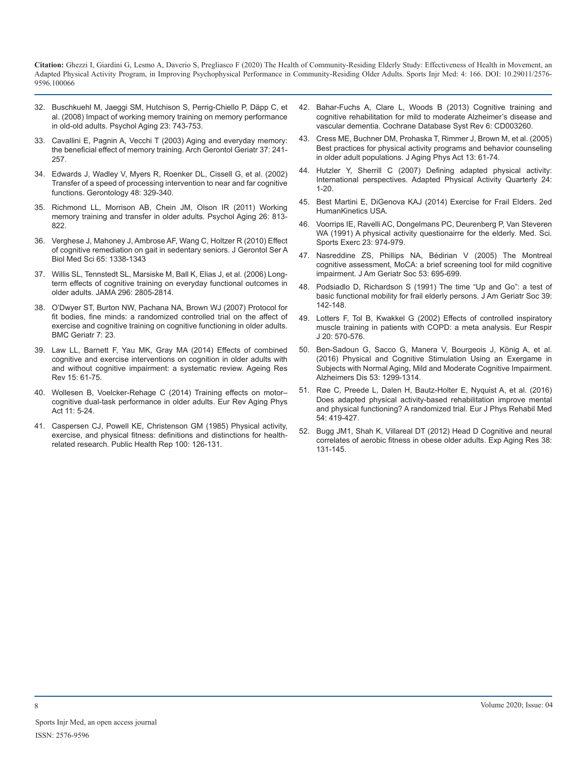32. Buschkuehl M, Jaeggi SM, Hutchison S, Perrig-Chiello P, Däpp C, et al. (2008) Impact of working memory training on memory performance in old-old adults. Psychol Aging 23: 743-753.

33. Cavallini E, Pagnin A, Vecchi T (2003) Aging and everyday memory: the beneficial effect of memory training. Arch Gerontol Geriatr 37: 241-257.

34. Edwards J, Wadley V, Myers R, Roenker DL, Cissell G, et al. (2002) Transfer of a speed of processing intervention to near and far cognitive functions. Gerontology 48: 329-340.

35. Richmond LL, Morrison AB, Chein JM, Olson IR (2011) Working memory training and transfer in older adults. Psychol Aging 26: 813-822.

36. Verghese J, Mahoney J, Ambrose AF, Wang C, Holtzer R (2010) Effect of cognitive remediation on gait in sedentary seniors. J Gerontol Ser A Biol Med Sci 65: 1338-1343

37. Willis SL, Tennstedt SL, Marsiske M, Ball K, Elias J, et al. (2006) Long-term effects of cognitive training on everyday functional outcomes in older adults. JAMA 296: 2805-2814.

38. O'Dwyer ST, Burton NW, Pachana NA, Brown WJ (2007) Protocol for fit bodies, fine minds: a randomized controlled trial on the affect of exercise and cognitive training on cognitive functioning in older adults. BMC Geriatr 7: 23.

39. Law LL, Barnett F, Yau MK, Gray MA (2014) Effects of combined cognitive and exercise interventions on cognition in older adults with and without cognitive impairment: a systematic review. Ageing Res Rev 15: 61-75.

40. Wollesen B, Voelcker-Rehage C (2014) Training effects on motor–cognitive dual-task performance in older adults. Eur Rev Aging Phys Act 11: 5-24.

41. Caspersen CJ, Powell KE, Christenson GM (1985) Physical activity, exercise, and physical fitness: definitions and distinctions for health-related research. Public Health Rep 100: 126-131.

42. Bahar-Fuchs A, Clare L, Woods B (2013) Cognitive training and cognitive rehabilitation for mild to moderate Alzheimer's disease and vascular dementia. Cochrane Database Syst Rev 6: CD003260.

43. Cress ME, Buchner DM, Prohaska T, Rimmer J, Brown M, et al. (2005) Best practices for physical activity programs and behavior counseling in older adult populations. J Aging Phys Act 13: 61-74.

44. Hutzler Y, Sherrill C (2007) Defining adapted physical activity: International perspectives. Adapted Physical Activity Quarterly 24: 1-20.

45. Best Martini E, DiGenova KAJ (2014) Exercise for Frail Elders. 2ed HumanKinetics USA.

46. Voorrips IE, Ravelli AC, Dongelmans PC, Deurenberg P, Van Steveren WA (1991) A physical activity questionairre for the elderly. Med. Sci. Sports Exerc 23: 974-979.

47. Nasreddine ZS, Phillips NA, Bédirian V (2005) The Montreal cognitive assessment, MoCA: a brief screening tool for mild cognitive impairment. J Am Geriatr Soc 53: 695-699.

48. Podsiadlo D, Richardson S (1991) The time "Up and Go": a test of basic functional mobility for frail elderly persons. J Am Geriatr Soc 39: 142-148.

49. Lotters F, Tol B, Kwakkel G (2002) Effects of controlled inspiratory muscle training in patients with COPD: a meta analysis. Eur Respir J 20: 570-576.

50. Ben-Sadoun G, Sacco G, Manera V, Bourgeois J, König A, et al. (2016) Physical and Cognitive Stimulation Using an Exergame in Subjects with Normal Aging, Mild and Moderate Cognitive Impairment. Alzheimers Dis 53: 1299-1314.

51. Røe C, Preede L, Dalen H, Bautz-Holter E, Nyquist A, et al. (2016) Does adapted physical activity-based rehabilitation improve mental and physical functioning? A randomized trial. Eur J Phys Rehabil Med 54: 419-427.

52. Bugg JM1, Shah K, Villareal DT (2012) Head D Cognitive and neural correlates of aerobic fitness in obese older adults. Exp Aging Res 38: 131-145.